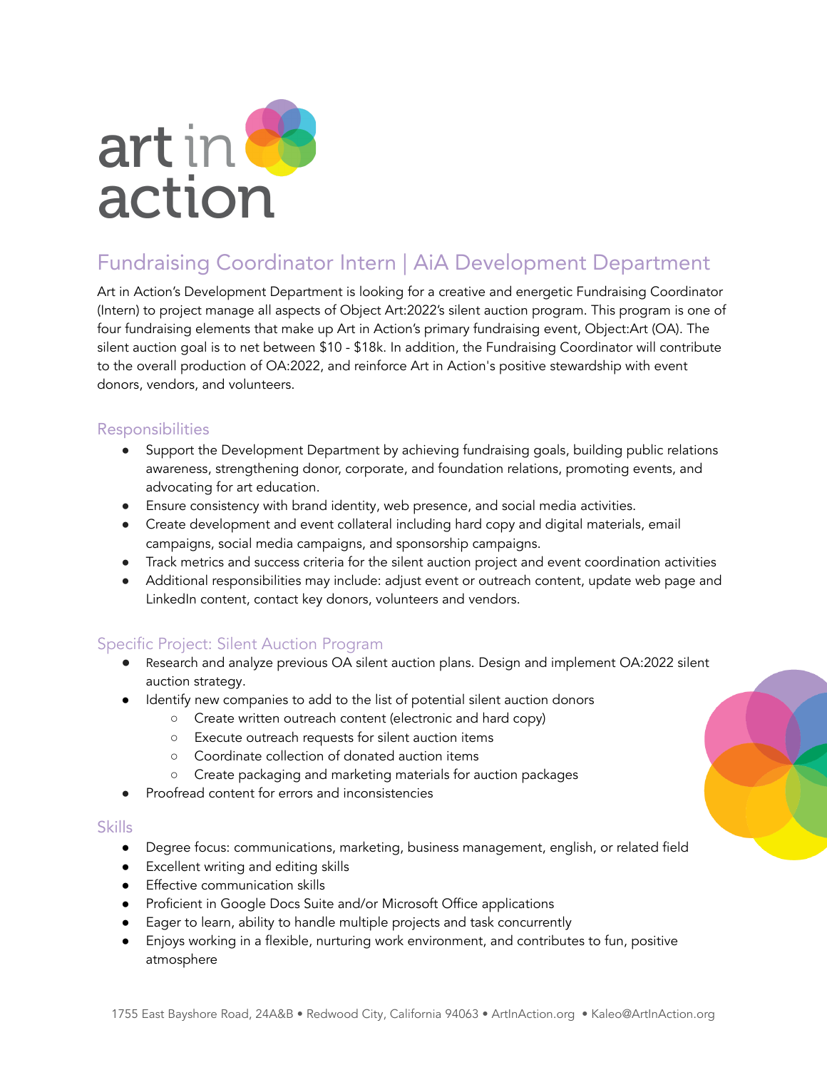art in action

# Fundraising Coordinator Intern | AiA Development Department

Art in Action's Development Department is looking for a creative and energetic Fundraising Coordinator (Intern) to project manage all aspects of Object Art:2022's silent auction program. This program is one of four fundraising elements that make up Art in Action's primary fundraising event, Object:Art (OA). The silent auction goal is to net between $10 - $18k. In addition, the Fundraising Coordinator will contribute to the overall production of OA:2022, and reinforce Art in Action's positive stewardship with event donors, vendors, and volunteers.

## Responsibilities

- Support the Development Department by achieving fundraising goals, building public relations awareness, strengthening donor, corporate, and foundation relations, promoting events, and advocating for art education.
- Ensure consistency with brand identity, web presence, and social media activities.
- Create development and event collateral including hard copy and digital materials, email campaigns, social media campaigns, and sponsorship campaigns.
- Track metrics and success criteria for the silent auction project and event coordination activities
- Additional responsibilities may include: adjust event or outreach content, update web page and LinkedIn content, contact key donors, volunteers and vendors.

## Specific Project: Silent Auction Program

- Research and analyze previous OA silent auction plans. Design and implement OA:2022 silent auction strategy.
- Identify new companies to add to the list of potential silent auction donors
  - Create written outreach content (electronic and hard copy)
  - Execute outreach requests for silent auction items
  - Coordinate collection of donated auction items
  - Create packaging and marketing materials for auction packages
- Proofread content for errors and inconsistencies

## Skills

- Degree focus: communications, marketing, business management, english, or related field
- Excellent writing and editing skills
- Effective communication skills
- Proficient in Google Docs Suite and/or Microsoft Office applications
- Eager to learn, ability to handle multiple projects and task concurrently
- Enjoys working in a flexible, nurturing work environment, and contributes to fun, positive atmosphere

1755 East Bayshore Road, 24A&B • Redwood City, California 94063 • ArtInAction.org • Kaleo@ArtInAction.org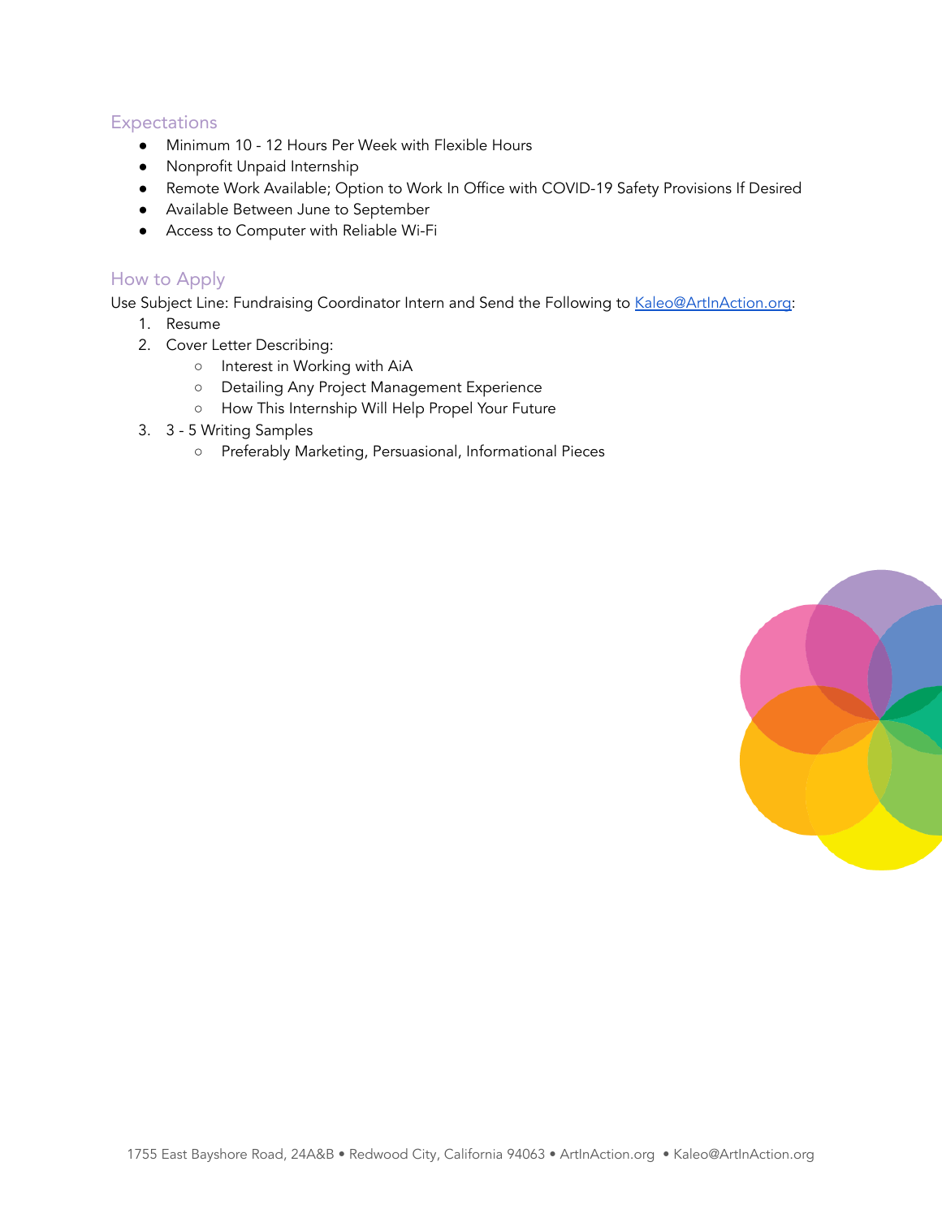## Expectations

- Minimum 10 - 12 Hours Per Week with Flexible Hours
- Nonprofit Unpaid Internship
- Remote Work Available; Option to Work In Office with COVID-19 Safety Provisions If Desired
- Available Between June to September
- Access to Computer with Reliable Wi-Fi

## How to Apply

Use Subject Line: Fundraising Coordinator Intern and Send the Following to [Kaleo@ArtInAction.org](mailto:Kaleo@ArtInAction.org):

1. Resume
2. Cover Letter Describing:
   - Interest in Working with AiA
   - Detailing Any Project Management Experience
   - How This Internship Will Help Propel Your Future
3. 3 - 5 Writing Samples
   - Preferably Marketing, Persuasional, Informational Pieces

1755 East Bayshore Road, 24A&B • Redwood City, California 94063 • ArtInAction.org • Kaleo@ArtInAction.org